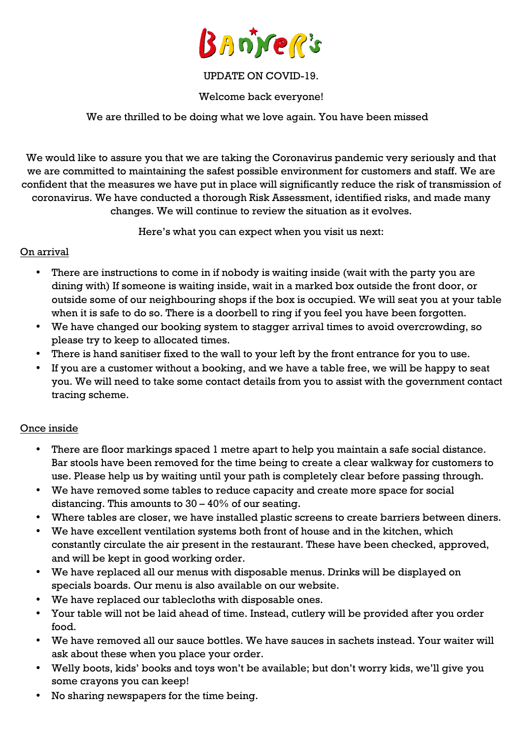# Banner's

UPDATE ON COVID-19.

Welcome back everyone!

We are thrilled to be doing what we love again. You have been missed

We would like to assure you that we are taking the Coronavirus pandemic very seriously and that we are committed to maintaining the safest possible environment for customers and staff. We are confident that the measures we have put in place will significantly reduce the risk of transmission of coronavirus. We have conducted a thorough Risk Assessment, identified risks, and made many changes. We will continue to review the situation as it evolves.

Here's what you can expect when you visit us next:

## On arrival

- There are instructions to come in if nobody is waiting inside (wait with the party you are dining with) If someone is waiting inside, wait in a marked box outside the front door, or outside some of our neighbouring shops if the box is occupied. We will seat you at your table when it is safe to do so. There is a doorbell to ring if you feel you have been forgotten.
- We have changed our booking system to stagger arrival times to avoid overcrowding, so please try to keep to allocated times.
- There is hand sanitiser fixed to the wall to your left by the front entrance for you to use.
- If you are a customer without a booking, and we have a table free, we will be happy to seat you. We will need to take some contact details from you to assist with the government contact tracing scheme.

## Once inside

- There are floor markings spaced 1 metre apart to help you maintain a safe social distance. Bar stools have been removed for the time being to create a clear walkway for customers to use. Please help us by waiting until your path is completely clear before passing through.
- We have removed some tables to reduce capacity and create more space for social distancing. This amounts to 30 – 40% of our seating.
- Where tables are closer, we have installed plastic screens to create barriers between diners.
- We have excellent ventilation systems both front of house and in the kitchen, which constantly circulate the air present in the restaurant. These have been checked, approved, and will be kept in good working order.
- We have replaced all our menus with disposable menus. Drinks will be displayed on specials boards. Our menu is also available on our website.
- We have replaced our tablecloths with disposable ones.
- Your table will not be laid ahead of time. Instead, cutlery will be provided after you order food.
- We have removed all our sauce bottles. We have sauces in sachets instead. Your waiter will ask about these when you place your order.
- Welly boots, kids' books and toys won't be available; but don't worry kids, we'll give you some crayons you can keep!
- No sharing newspapers for the time being.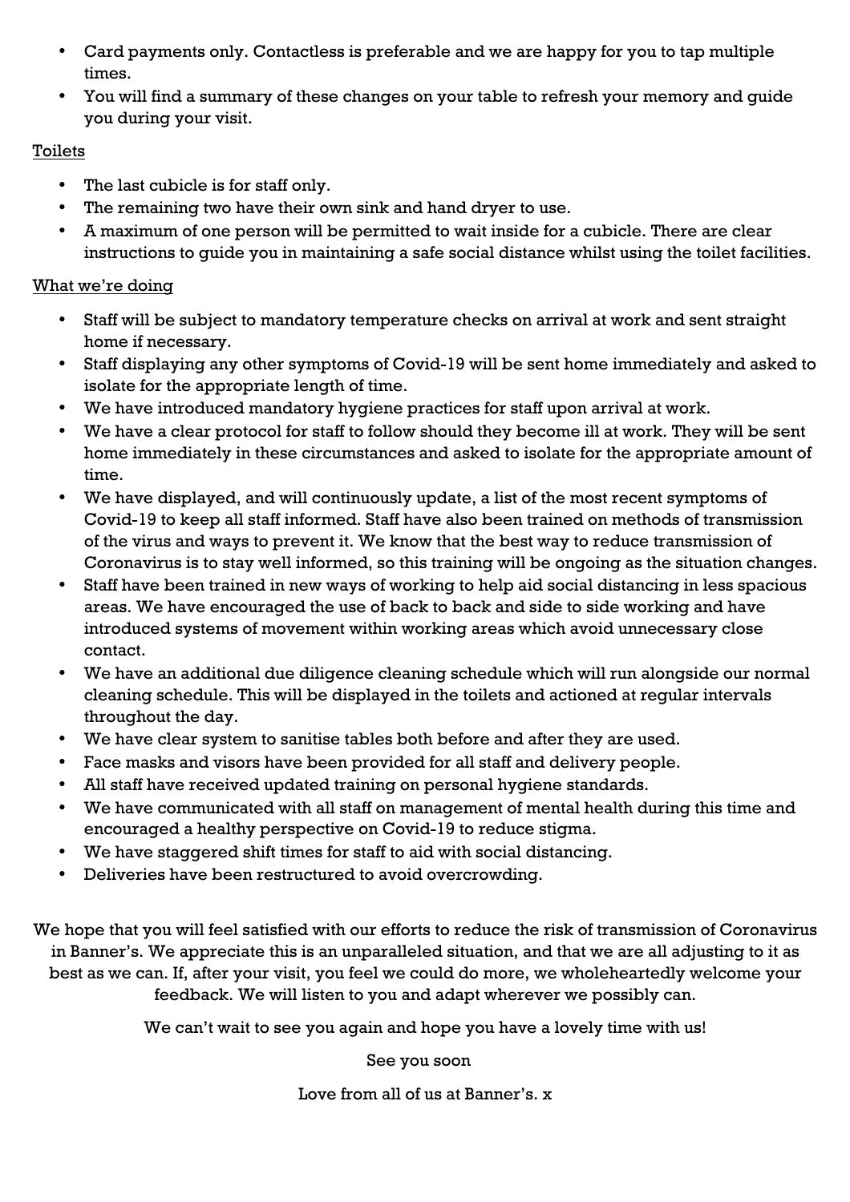- Card payments only. Contactless is preferable and we are happy for you to tap multiple times.
- You will find a summary of these changes on your table to refresh your memory and guide you during your visit.

Toilets

- The last cubicle is for staff only.
- The remaining two have their own sink and hand dryer to use.
- A maximum of one person will be permitted to wait inside for a cubicle. There are clear instructions to guide you in maintaining a safe social distance whilst using the toilet facilities.

What we're doing

- Staff will be subject to mandatory temperature checks on arrival at work and sent straight home if necessary.
- Staff displaying any other symptoms of Covid-19 will be sent home immediately and asked to isolate for the appropriate length of time.
- We have introduced mandatory hygiene practices for staff upon arrival at work.
- We have a clear protocol for staff to follow should they become ill at work. They will be sent home immediately in these circumstances and asked to isolate for the appropriate amount of time.
- We have displayed, and will continuously update, a list of the most recent symptoms of Covid-19 to keep all staff informed. Staff have also been trained on methods of transmission of the virus and ways to prevent it. We know that the best way to reduce transmission of Coronavirus is to stay well informed, so this training will be ongoing as the situation changes.
- Staff have been trained in new ways of working to help aid social distancing in less spacious areas. We have encouraged the use of back to back and side to side working and have introduced systems of movement within working areas which avoid unnecessary close contact.
- We have an additional due diligence cleaning schedule which will run alongside our normal cleaning schedule. This will be displayed in the toilets and actioned at regular intervals throughout the day.
- We have clear system to sanitise tables both before and after they are used.
- Face masks and visors have been provided for all staff and delivery people.
- All staff have received updated training on personal hygiene standards.
- We have communicated with all staff on management of mental health during this time and encouraged a healthy perspective on Covid-19 to reduce stigma.
- We have staggered shift times for staff to aid with social distancing.
- Deliveries have been restructured to avoid overcrowding.

We hope that you will feel satisfied with our efforts to reduce the risk of transmission of Coronavirus in Banner's. We appreciate this is an unparalleled situation, and that we are all adjusting to it as best as we can. If, after your visit, you feel we could do more, we wholeheartedly welcome your feedback. We will listen to you and adapt wherever we possibly can.

We can't wait to see you again and hope you have a lovely time with us!

See you soon

Love from all of us at Banner's. x